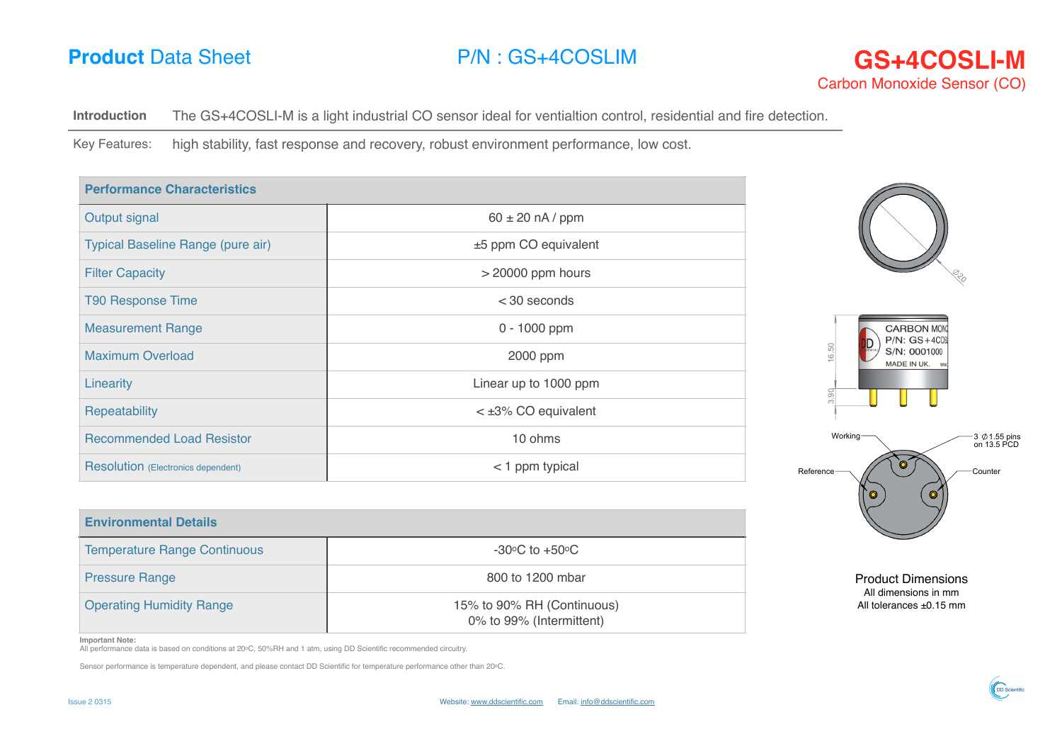# **Product** Data Sheet

## P/N : GS+4COSLIM

# GS+4COSLI-M

Carbon Monoxide Sensor (CO)

**Introduction** The GS+4COSLI-M is a light industrial CO sensor ideal for ventialtion control, residential and fire detection.

Key Features: high stability, fast response and recovery, robust environment performance, low cost.

| Performance Characteristics | |
|---|---|
| Output signal | 60 ± 20 nA / ppm |
| Typical Baseline Range (pure air) | ±5 ppm CO equivalent |
| Filter Capacity | > 20000 ppm hours |
| T90 Response Time | < 30 seconds |
| Measurement Range | 0 - 1000 ppm |
| Maximum Overload | 2000 ppm |
| Linearity | Linear up to 1000 ppm |
| Repeatability | < ±3% CO equivalent |
| Recommended Load Resistor | 10 ohms |
| Resolution (Electronics dependent) | < 1 ppm typical |

| Environmental Details | |
|---|---|
| Temperature Range Continuous | -30°C to +50°C |
| Pressure Range | 800 to 1200 mbar |
| Operating Humidity Range | 15% to 90% RH (Continuous)<br>0% to 99% (Intermittent) |

**Important Note:**
All performance data is based on conditions at 20°C, 50%RH and 1 atm, using DD Scientific recommended circuitry.

Sensor performance is temperature dependent, and please contact DD Scientific for temperature performance other than 20°C.

Ø20

16.50

3.90

CARBON MONO
P/N: GS+4COS
S/N: 0001000
MADE IN UK.

Working

Reference

Counter

3 Ø1.55 pins on 13.5 PCD

**Product Dimensions**
All dimensions in mm
All tolerances ±0.15 mm

Issue 2 0315

Website: www.ddscientific.com Email: info@ddscientific.com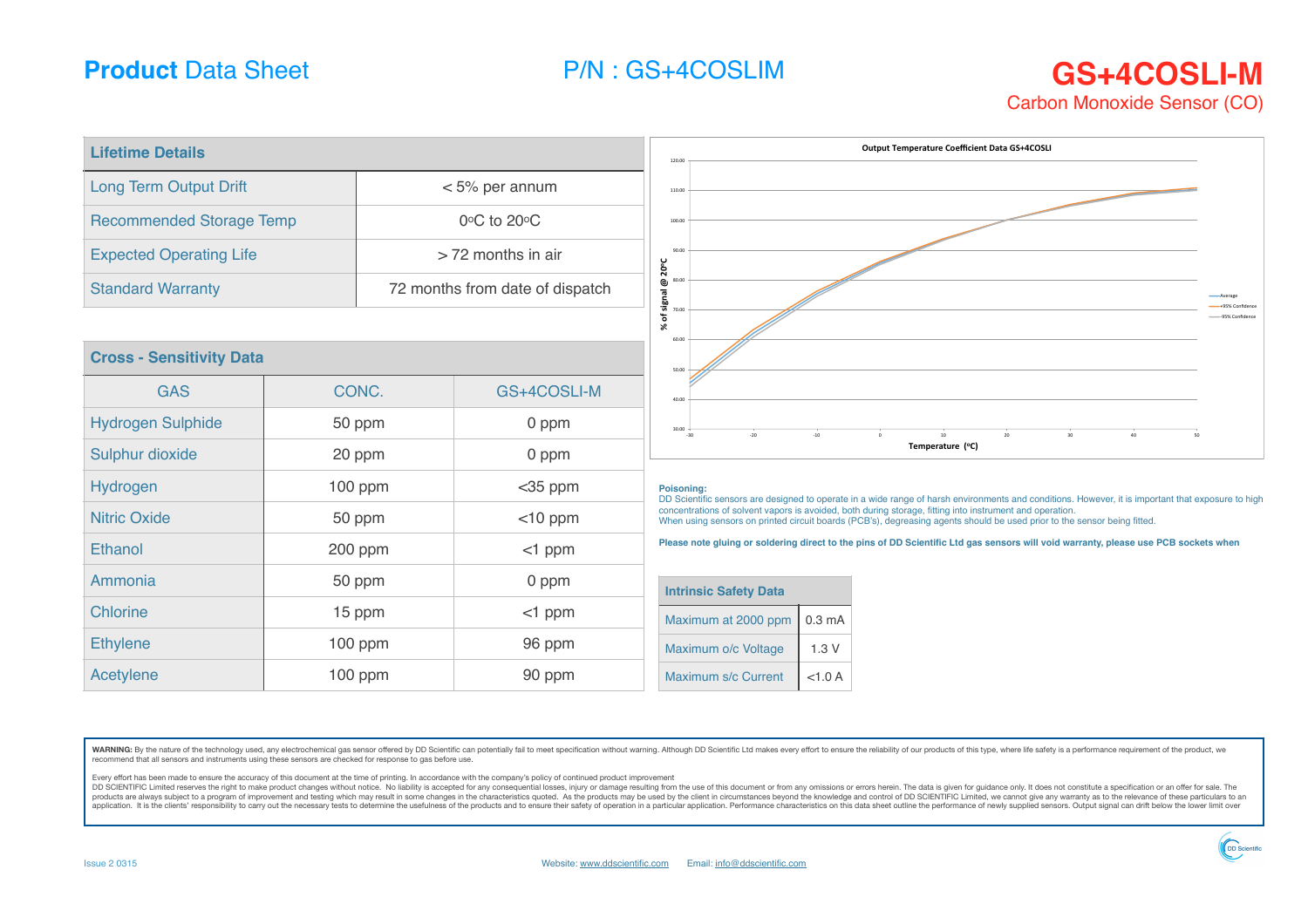**Product** Data Sheet

P/N : GS+4COSLIM

# GS+4COSLI-M

## Carbon Monoxide Sensor (CO)

| Lifetime Details | |
|---|---|
| Long Term Output Drift | < 5% per annum |
| Recommended Storage Temp | 0°C to 20°C |
| Expected Operating Life | > 72 months in air |
| Standard Warranty | 72 months from date of dispatch |

**Cross - Sensitivity Data**

| GAS | CONC. | GS+4COSLI-M |
|---|---|---|
| Hydrogen Sulphide | 50 ppm | 0 ppm |
| Sulphur dioxide | 20 ppm | 0 ppm |
| Hydrogen | 100 ppm | <35 ppm |
| Nitric Oxide | 50 ppm | <10 ppm |
| Ethanol | 200 ppm | <1 ppm |
| Ammonia | 50 ppm | 0 ppm |
| Chlorine | 15 ppm | <1 ppm |
| Ethylene | 100 ppm | 96 ppm |
| Acetylene | 100 ppm | 90 ppm |

Output Temperature Coefficient Data GS+4COSLI

% of signal @ 20°C

120.00
110.00
100.00
90.00
80.00
70.00
60.00
50.00
40.00
30.00

-30
-20
-10
0
10
20
30
40
50

Temperature (°C)

Average
+95% Confidence
-95% Confidence

**Poisoning:**
DD Scientific sensors are designed to operate in a wide range of harsh environments and conditions. However, it is important that exposure to high concentrations of solvent vapors is avoided, both during storage, fitting into instrument and operation.
When using sensors on printed circuit boards (PCB's), degreasing agents should be used prior to the sensor being fitted.

**Please note gluing or soldering direct to the pins of DD Scientific Ltd gas sensors will void warranty, please use PCB sockets when**

| Intrinsic Safety Data | |
|---|---|
| Maximum at 2000 ppm | 0.3 mA |
| Maximum o/c Voltage | 1.3 V |
| Maximum s/c Current | <1.0 A |

**WARNING:** By the nature of the technology used, any electrochemical gas sensor offered by DD Scientific can potentially fail to meet specification without warning. Although DD Scientific Ltd makes every effort to ensure the reliability of our products of this type, where life safety is a performance requirement of the product, we recommend that all sensors and instruments using these sensors are checked for response to gas before use.

Every effort has been made to ensure the accuracy of this document at the time of printing. In accordance with the company's policy of continued product improvement
DD SCIENTIFIC Limited reserves the right to make product changes without notice. No liability is accepted for any consequential losses, injury or damage resulting from the use of this document or from any omissions or errors herein. The data is given for guidance only. It does not constitute a specification or an offer for sale. The products are always subject to a program of improvement and testing which may result in some changes in the characteristics quoted. As the products may be used by the client in circumstances beyond the knowledge and control of DD SCIENTIFIC Limited, we cannot give any warranty as to the relevance of these particulars to an application. It is the clients' responsibility to carry out the necessary tests to determine the usefulness of the products and to ensure their safety of operation in a particular application. Performance characteristics on this data sheet outline the performance of newly supplied sensors. Output signal can drift below the lower limit over

Issue 2 0315

Website: www.ddscientific.com Email: info@ddscientific.com